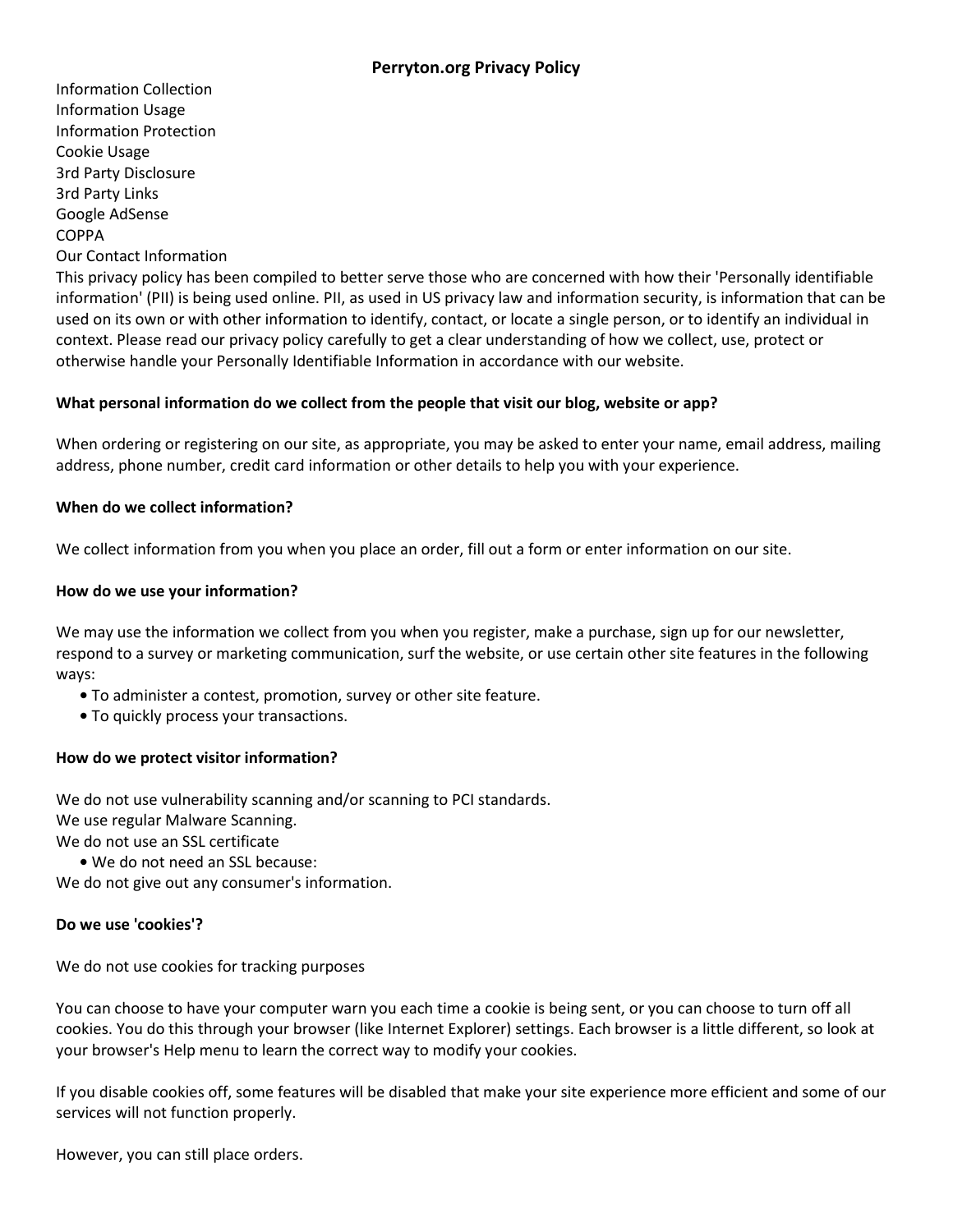# Perryton.org Privacy Policy

Information Collection
Information Usage
Information Protection
Cookie Usage
3rd Party Disclosure
3rd Party Links
Google AdSense
COPPA
Our Contact Information

This privacy policy has been compiled to better serve those who are concerned with how their 'Personally identifiable information' (PII) is being used online. PII, as used in US privacy law and information security, is information that can be used on its own or with other information to identify, contact, or locate a single person, or to identify an individual in context. Please read our privacy policy carefully to get a clear understanding of how we collect, use, protect or otherwise handle your Personally Identifiable Information in accordance with our website.

**What personal information do we collect from the people that visit our blog, website or app?**

When ordering or registering on our site, as appropriate, you may be asked to enter your name, email address, mailing address, phone number, credit card information or other details to help you with your experience.

**When do we collect information?**

We collect information from you when you place an order, fill out a form or enter information on our site.

**How do we use your information?**

We may use the information we collect from you when you register, make a purchase, sign up for our newsletter, respond to a survey or marketing communication, surf the website, or use certain other site features in the following ways:

- To administer a contest, promotion, survey or other site feature.
- To quickly process your transactions.

**How do we protect visitor information?**

We do not use vulnerability scanning and/or scanning to PCI standards.
We use regular Malware Scanning.
We do not use an SSL certificate

- We do not need an SSL because:

We do not give out any consumer's information.

**Do we use 'cookies'?**

We do not use cookies for tracking purposes

You can choose to have your computer warn you each time a cookie is being sent, or you can choose to turn off all cookies. You do this through your browser (like Internet Explorer) settings. Each browser is a little different, so look at your browser's Help menu to learn the correct way to modify your cookies.

If you disable cookies off, some features will be disabled that make your site experience more efficient and some of our services will not function properly.

However, you can still place orders.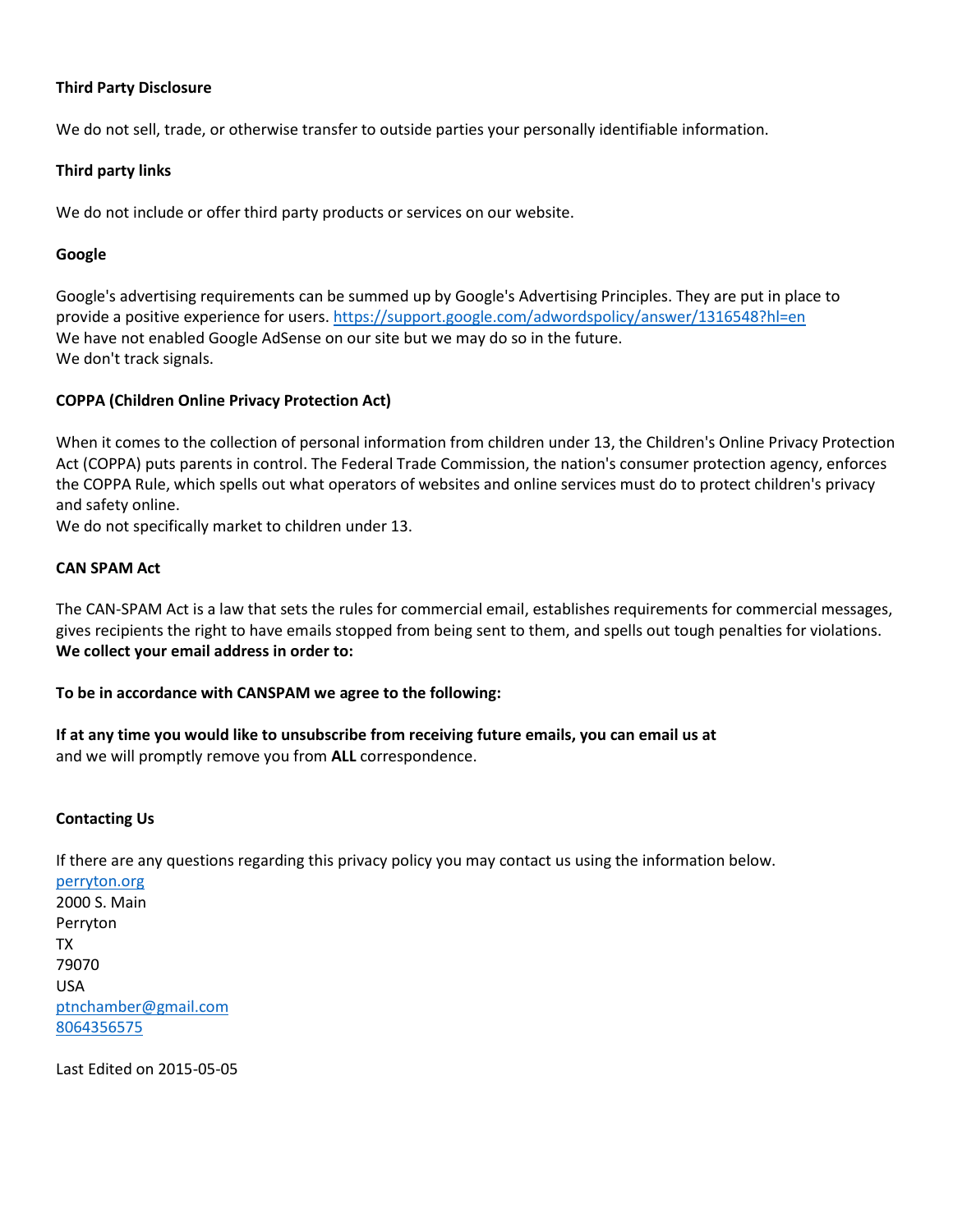**Third Party Disclosure**

We do not sell, trade, or otherwise transfer to outside parties your personally identifiable information.

**Third party links**

We do not include or offer third party products or services on our website.

**Google**

Google's advertising requirements can be summed up by Google's Advertising Principles. They are put in place to provide a positive experience for users. https://support.google.com/adwordspolicy/answer/1316548?hl=en
We have not enabled Google AdSense on our site but we may do so in the future.
We don't track signals.

**COPPA (Children Online Privacy Protection Act)**

When it comes to the collection of personal information from children under 13, the Children's Online Privacy Protection Act (COPPA) puts parents in control. The Federal Trade Commission, the nation's consumer protection agency, enforces the COPPA Rule, which spells out what operators of websites and online services must do to protect children's privacy and safety online.
We do not specifically market to children under 13.

**CAN SPAM Act**

The CAN-SPAM Act is a law that sets the rules for commercial email, establishes requirements for commercial messages, gives recipients the right to have emails stopped from being sent to them, and spells out tough penalties for violations.
**We collect your email address in order to:**

**To be in accordance with CANSPAM we agree to the following:**

**If at any time you would like to unsubscribe from receiving future emails, you can email us at**
and we will promptly remove you from **ALL** correspondence.

**Contacting Us**

If there are any questions regarding this privacy policy you may contact us using the information below.
perryton.org
2000 S. Main
Perryton
TX
79070
USA
ptnchamber@gmail.com
8064356575

Last Edited on 2015-05-05